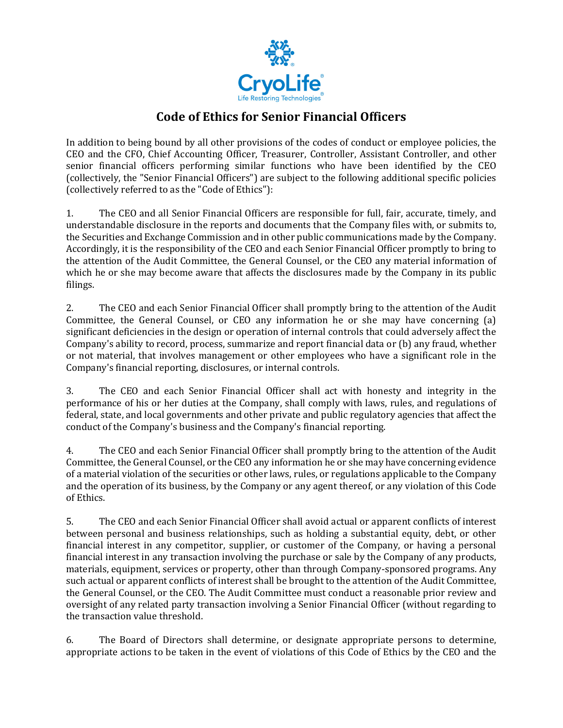CryoLife®

Life Restoring Technologies®

# Code of Ethics for Senior Financial Officers

In addition to being bound by all other provisions of the codes of conduct or employee policies, the CEO and the CFO, Chief Accounting Officer, Treasurer, Controller, Assistant Controller, and other senior financial officers performing similar functions who have been identified by the CEO (collectively, the "Senior Financial Officers") are subject to the following additional specific policies (collectively referred to as the "Code of Ethics"):

1. The CEO and all Senior Financial Officers are responsible for full, fair, accurate, timely, and understandable disclosure in the reports and documents that the Company files with, or submits to, the Securities and Exchange Commission and in other public communications made by the Company. Accordingly, it is the responsibility of the CEO and each Senior Financial Officer promptly to bring to the attention of the Audit Committee, the General Counsel, or the CEO any material information of which he or she may become aware that affects the disclosures made by the Company in its public filings.

2. The CEO and each Senior Financial Officer shall promptly bring to the attention of the Audit Committee, the General Counsel, or CEO any information he or she may have concerning (a) significant deficiencies in the design or operation of internal controls that could adversely affect the Company's ability to record, process, summarize and report financial data or (b) any fraud, whether or not material, that involves management or other employees who have a significant role in the Company's financial reporting, disclosures, or internal controls.

3. The CEO and each Senior Financial Officer shall act with honesty and integrity in the performance of his or her duties at the Company, shall comply with laws, rules, and regulations of federal, state, and local governments and other private and public regulatory agencies that affect the conduct of the Company's business and the Company's financial reporting.

4. The CEO and each Senior Financial Officer shall promptly bring to the attention of the Audit Committee, the General Counsel, or the CEO any information he or she may have concerning evidence of a material violation of the securities or other laws, rules, or regulations applicable to the Company and the operation of its business, by the Company or any agent thereof, or any violation of this Code of Ethics.

5. The CEO and each Senior Financial Officer shall avoid actual or apparent conflicts of interest between personal and business relationships, such as holding a substantial equity, debt, or other financial interest in any competitor, supplier, or customer of the Company, or having a personal financial interest in any transaction involving the purchase or sale by the Company of any products, materials, equipment, services or property, other than through Company-sponsored programs. Any such actual or apparent conflicts of interest shall be brought to the attention of the Audit Committee, the General Counsel, or the CEO. The Audit Committee must conduct a reasonable prior review and oversight of any related party transaction involving a Senior Financial Officer (without regarding to the transaction value threshold.

6. The Board of Directors shall determine, or designate appropriate persons to determine, appropriate actions to be taken in the event of violations of this Code of Ethics by the CEO and the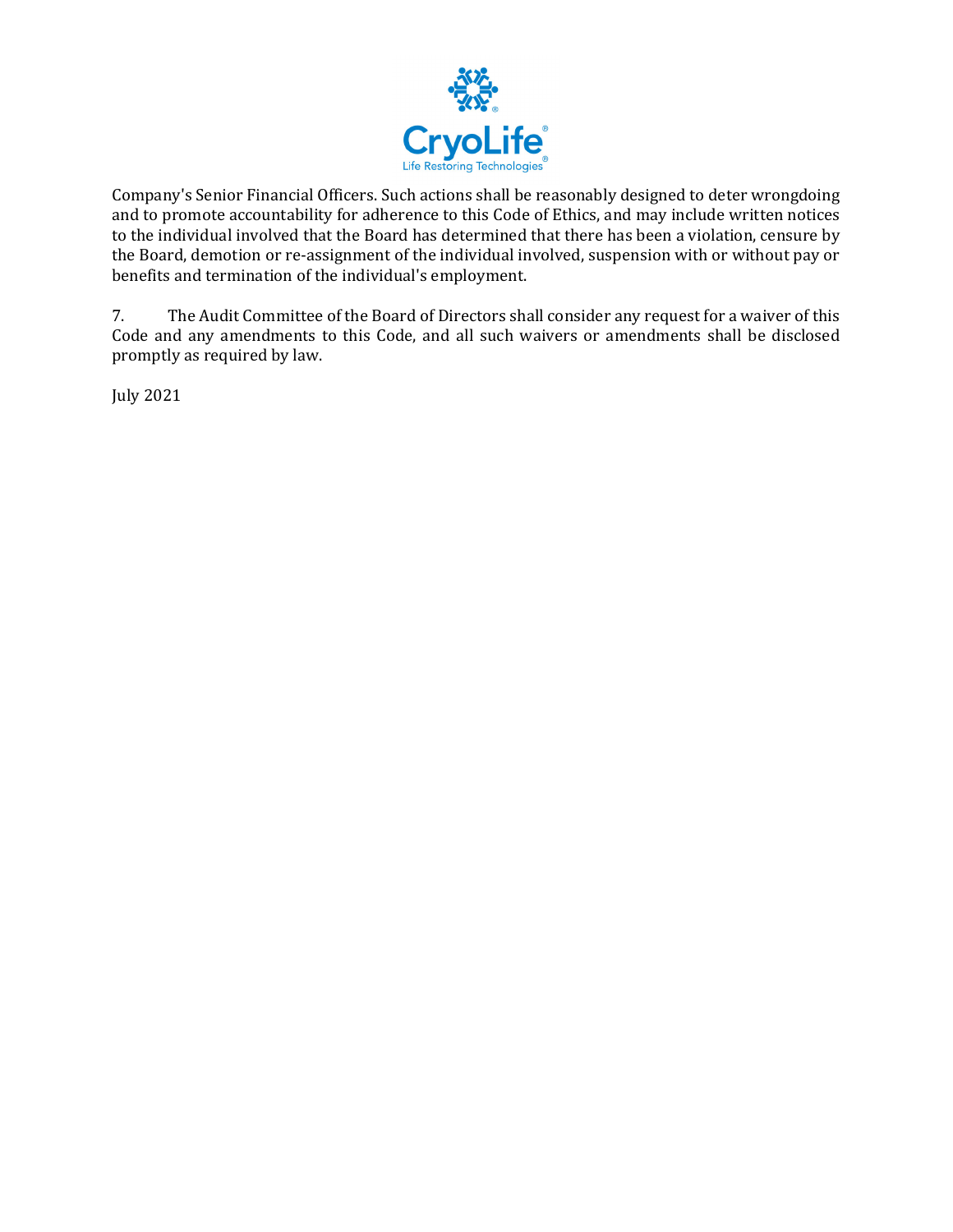Company's Senior Financial Officers. Such actions shall be reasonably designed to deter wrongdoing and to promote accountability for adherence to this Code of Ethics, and may include written notices to the individual involved that the Board has determined that there has been a violation, censure by the Board, demotion or re-assignment of the individual involved, suspension with or without pay or benefits and termination of the individual's employment.

7. The Audit Committee of the Board of Directors shall consider any request for a waiver of this Code and any amendments to this Code, and all such waivers or amendments shall be disclosed promptly as required by law.

July 2021